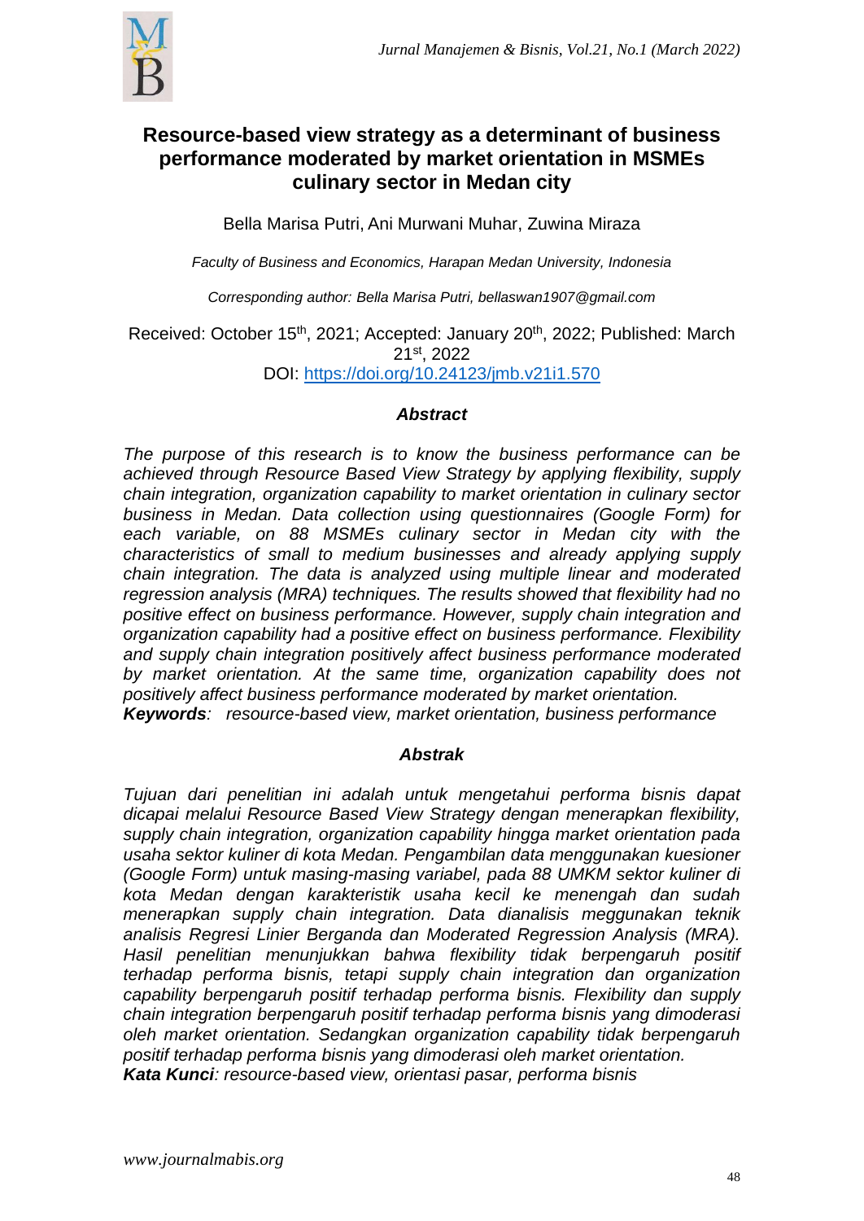# Resource-based view strategy as a determinant of business performance moderated by market orientation in MSMEs culinary sector in Medan city

Bella Marisa Putri, Ani Murwani Muhar, Zuwina Miraza

*Faculty of Business and Economics, Harapan Medan University, Indonesia*

*Corresponding author: Bella Marisa Putri, bellaswan1907@gmail.com*

Received: October 15th, 2021; Accepted: January 20th, 2022; Published: March 21st, 2022
DOI: https://doi.org/10.24123/jmb.v21i1.570

## *Abstract*

*The purpose of this research is to know the business performance can be achieved through Resource Based View Strategy by applying flexibility, supply chain integration, organization capability to market orientation in culinary sector business in Medan. Data collection using questionnaires (Google Form) for each variable, on 88 MSMEs culinary sector in Medan city with the characteristics of small to medium businesses and already applying supply chain integration. The data is analyzed using multiple linear and moderated regression analysis (MRA) techniques. The results showed that flexibility had no positive effect on business performance. However, supply chain integration and organization capability had a positive effect on business performance. Flexibility and supply chain integration positively affect business performance moderated by market orientation. At the same time, organization capability does not positively affect business performance moderated by market orientation.*

***Keywords****: resource-based view, market orientation, business performance*

## *Abstrak*

*Tujuan dari penelitian ini adalah untuk mengetahui performa bisnis dapat dicapai melalui Resource Based View Strategy dengan menerapkan flexibility, supply chain integration, organization capability hingga market orientation pada usaha sektor kuliner di kota Medan. Pengambilan data menggunakan kuesioner (Google Form) untuk masing-masing variabel, pada 88 UMKM sektor kuliner di kota Medan dengan karakteristik usaha kecil ke menengah dan sudah menerapkan supply chain integration. Data dianalisis meggunakan teknik analisis Regresi Linier Berganda dan Moderated Regression Analysis (MRA). Hasil penelitian menunjukkan bahwa flexibility tidak berpengaruh positif terhadap performa bisnis, tetapi supply chain integration dan organization capability berpengaruh positif terhadap performa bisnis. Flexibility dan supply chain integration berpengaruh positif terhadap performa bisnis yang dimoderasi oleh market orientation. Sedangkan organization capability tidak berpengaruh positif terhadap performa bisnis yang dimoderasi oleh market orientation.*

***Kata Kunci****: resource-based view, orientasi pasar, performa bisnis*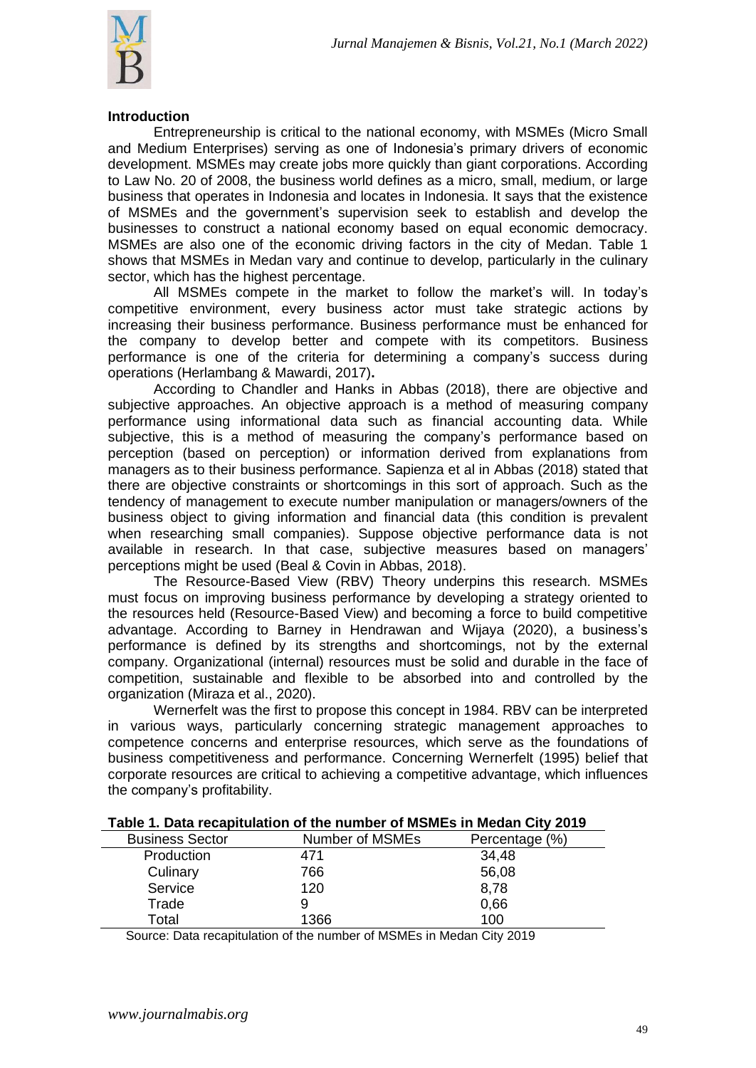## Introduction

Entrepreneurship is critical to the national economy, with MSMEs (Micro Small and Medium Enterprises) serving as one of Indonesia's primary drivers of economic development. MSMEs may create jobs more quickly than giant corporations. According to Law No. 20 of 2008, the business world defines as a micro, small, medium, or large business that operates in Indonesia and locates in Indonesia. It says that the existence of MSMEs and the government's supervision seek to establish and develop the businesses to construct a national economy based on equal economic democracy. MSMEs are also one of the economic driving factors in the city of Medan. Table 1 shows that MSMEs in Medan vary and continue to develop, particularly in the culinary sector, which has the highest percentage.

All MSMEs compete in the market to follow the market's will. In today's competitive environment, every business actor must take strategic actions by increasing their business performance. Business performance must be enhanced for the company to develop better and compete with its competitors. Business performance is one of the criteria for determining a company's success during operations (Herlambang & Mawardi, 2017).

According to Chandler and Hanks in Abbas (2018), there are objective and subjective approaches. An objective approach is a method of measuring company performance using informational data such as financial accounting data. While subjective, this is a method of measuring the company's performance based on perception (based on perception) or information derived from explanations from managers as to their business performance. Sapienza et al in Abbas (2018) stated that there are objective constraints or shortcomings in this sort of approach. Such as the tendency of management to execute number manipulation or managers/owners of the business object to giving information and financial data (this condition is prevalent when researching small companies). Suppose objective performance data is not available in research. In that case, subjective measures based on managers' perceptions might be used (Beal & Covin in Abbas, 2018).

The Resource-Based View (RBV) Theory underpins this research. MSMEs must focus on improving business performance by developing a strategy oriented to the resources held (Resource-Based View) and becoming a force to build competitive advantage. According to Barney in Hendrawan and Wijaya (2020), a business's performance is defined by its strengths and shortcomings, not by the external company. Organizational (internal) resources must be solid and durable in the face of competition, sustainable and flexible to be absorbed into and controlled by the organization (Miraza et al., 2020).

Wernerfelt was the first to propose this concept in 1984. RBV can be interpreted in various ways, particularly concerning strategic management approaches to competence concerns and enterprise resources, which serve as the foundations of business competitiveness and performance. Concerning Wernerfelt (1995) belief that corporate resources are critical to achieving a competitive advantage, which influences the company's profitability.

**Table 1. Data recapitulation of the number of MSMEs in Medan City 2019**

| Business Sector | Number of MSMEs | Percentage (%) |
|---|---|---|
| Production | 471 | 34,48 |
| Culinary | 766 | 56,08 |
| Service | 120 | 8,78 |
| Trade | 9 | 0,66 |
| Total | 1366 | 100 |

Source: Data recapitulation of the number of MSMEs in Medan City 2019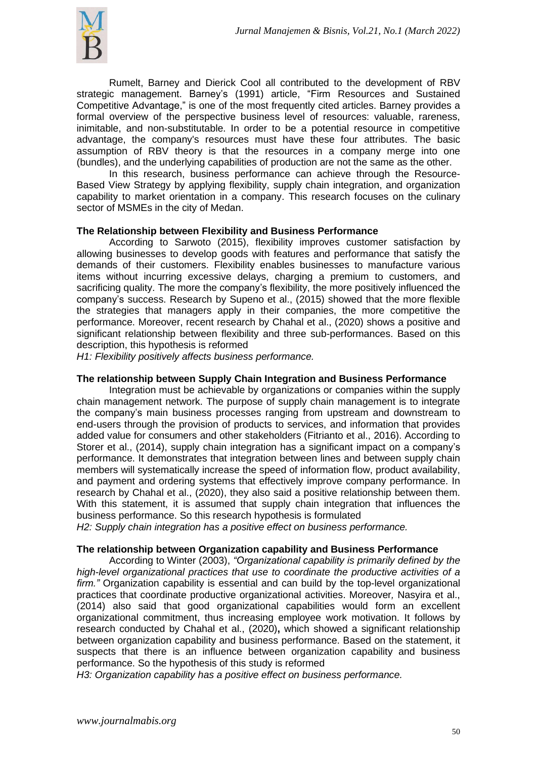Rumelt, Barney and Dierick Cool all contributed to the development of RBV strategic management. Barney's (1991) article, "Firm Resources and Sustained Competitive Advantage," is one of the most frequently cited articles. Barney provides a formal overview of the perspective business level of resources: valuable, rareness, inimitable, and non-substitutable. In order to be a potential resource in competitive advantage, the company's resources must have these four attributes. The basic assumption of RBV theory is that the resources in a company merge into one (bundles), and the underlying capabilities of production are not the same as the other.

In this research, business performance can achieve through the Resource-Based View Strategy by applying flexibility, supply chain integration, and organization capability to market orientation in a company. This research focuses on the culinary sector of MSMEs in the city of Medan.

**The Relationship between Flexibility and Business Performance**

According to Sarwoto (2015), flexibility improves customer satisfaction by allowing businesses to develop goods with features and performance that satisfy the demands of their customers. Flexibility enables businesses to manufacture various items without incurring excessive delays, charging a premium to customers, and sacrificing quality. The more the company's flexibility, the more positively influenced the company's success. Research by Supeno et al., (2015) showed that the more flexible the strategies that managers apply in their companies, the more competitive the performance. Moreover, recent research by Chahal et al., (2020) shows a positive and significant relationship between flexibility and three sub-performances. Based on this description, this hypothesis is reformed

*H1: Flexibility positively affects business performance.*

**The relationship between Supply Chain Integration and Business Performance**

Integration must be achievable by organizations or companies within the supply chain management network. The purpose of supply chain management is to integrate the company's main business processes ranging from upstream and downstream to end-users through the provision of products to services, and information that provides added value for consumers and other stakeholders (Fitrianto et al., 2016). According to Storer et al., (2014), supply chain integration has a significant impact on a company's performance. It demonstrates that integration between lines and between supply chain members will systematically increase the speed of information flow, product availability, and payment and ordering systems that effectively improve company performance. In research by Chahal et al., (2020), they also said a positive relationship between them. With this statement, it is assumed that supply chain integration that influences the business performance. So this research hypothesis is formulated

*H2: Supply chain integration has a positive effect on business performance.*

**The relationship between Organization capability and Business Performance**

According to Winter (2003), *"Organizational capability is primarily defined by the high-level organizational practices that use to coordinate the productive activities of a firm."* Organization capability is essential and can build by the top-level organizational practices that coordinate productive organizational activities. Moreover, Nasyira et al., (2014) also said that good organizational capabilities would form an excellent organizational commitment, thus increasing employee work motivation. It follows by research conducted by Chahal et al., (2020), which showed a significant relationship between organization capability and business performance. Based on the statement, it suspects that there is an influence between organization capability and business performance. So the hypothesis of this study is reformed

*H3: Organization capability has a positive effect on business performance.*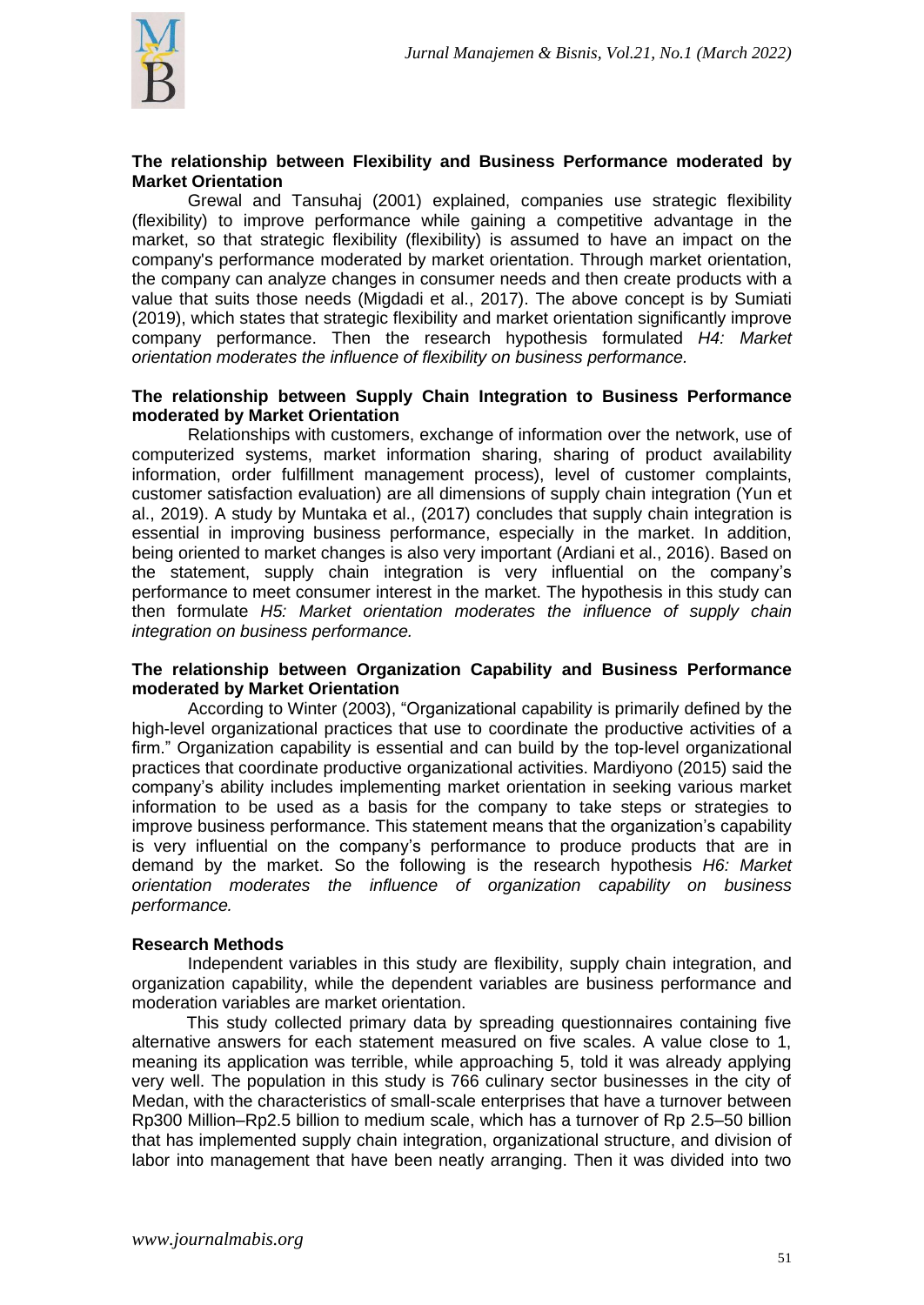### The relationship between Flexibility and Business Performance moderated by Market Orientation

Grewal and Tansuhaj (2001) explained, companies use strategic flexibility (flexibility) to improve performance while gaining a competitive advantage in the market, so that strategic flexibility (flexibility) is assumed to have an impact on the company's performance moderated by market orientation. Through market orientation, the company can analyze changes in consumer needs and then create products with a value that suits those needs (Migdadi et al., 2017). The above concept is by Sumiati (2019), which states that strategic flexibility and market orientation significantly improve company performance. Then the research hypothesis formulated *H4: Market orientation moderates the influence of flexibility on business performance.*

### The relationship between Supply Chain Integration to Business Performance moderated by Market Orientation

Relationships with customers, exchange of information over the network, use of computerized systems, market information sharing, sharing of product availability information, order fulfillment management process), level of customer complaints, customer satisfaction evaluation) are all dimensions of supply chain integration (Yun et al., 2019). A study by Muntaka et al., (2017) concludes that supply chain integration is essential in improving business performance, especially in the market. In addition, being oriented to market changes is also very important (Ardiani et al., 2016). Based on the statement, supply chain integration is very influential on the company's performance to meet consumer interest in the market. The hypothesis in this study can then formulate *H5: Market orientation moderates the influence of supply chain integration on business performance.*

### The relationship between Organization Capability and Business Performance moderated by Market Orientation

According to Winter (2003), "Organizational capability is primarily defined by the high-level organizational practices that use to coordinate the productive activities of a firm." Organization capability is essential and can build by the top-level organizational practices that coordinate productive organizational activities. Mardiyono (2015) said the company's ability includes implementing market orientation in seeking various market information to be used as a basis for the company to take steps or strategies to improve business performance. This statement means that the organization's capability is very influential on the company's performance to produce products that are in demand by the market. So the following is the research hypothesis *H6: Market orientation moderates the influence of organization capability on business performance.*

## Research Methods

Independent variables in this study are flexibility, supply chain integration, and organization capability, while the dependent variables are business performance and moderation variables are market orientation.

This study collected primary data by spreading questionnaires containing five alternative answers for each statement measured on five scales. A value close to 1, meaning its application was terrible, while approaching 5, told it was already applying very well. The population in this study is 766 culinary sector businesses in the city of Medan, with the characteristics of small-scale enterprises that have a turnover between Rp300 Million–Rp2.5 billion to medium scale, which has a turnover of Rp 2.5–50 billion that has implemented supply chain integration, organizational structure, and division of labor into management that have been neatly arranging. Then it was divided into two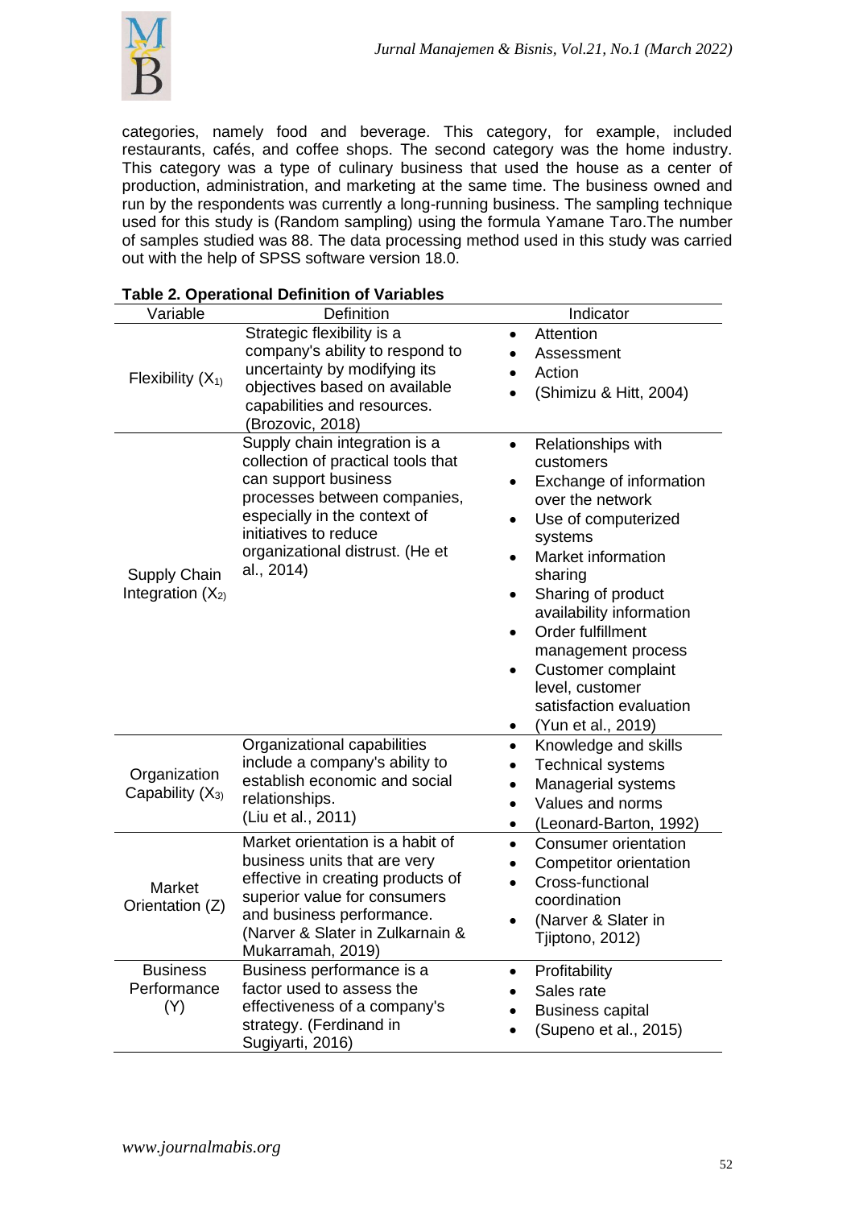categories, namely food and beverage. This category, for example, included restaurants, cafés, and coffee shops. The second category was the home industry. This category was a type of culinary business that used the house as a center of production, administration, and marketing at the same time. The business owned and run by the respondents was currently a long-running business. The sampling technique used for this study is (Random sampling) using the formula Yamane Taro.The number of samples studied was 88. The data processing method used in this study was carried out with the help of SPSS software version 18.0.

**Table 2. Operational Definition of Variables**

| Variable | Definition | Indicator |
|---|---|---|
| Flexibility ($X_1$) | Strategic flexibility is a company's ability to respond to uncertainty by modifying its objectives based on available capabilities and resources. (Brozovic, 2018) | • Attention<br>• Assessment<br>• Action<br>• (Shimizu & Hitt, 2004) |
| Supply Chain Integration ($X_2$) | Supply chain integration is a collection of practical tools that can support business processes between companies, especially in the context of initiatives to reduce organizational distrust. (He et al., 2014) | • Relationships with customers<br>• Exchange of information over the network<br>• Use of computerized systems<br>• Market information sharing<br>• Sharing of product availability information<br>• Order fulfillment management process<br>• Customer complaint level, customer satisfaction evaluation<br>• (Yun et al., 2019) |
| Organization Capability ($X_3$) | Organizational capabilities include a company's ability to establish economic and social relationships. (Liu et al., 2011) | • Knowledge and skills<br>• Technical systems<br>• Managerial systems<br>• Values and norms<br>• (Leonard-Barton, 1992) |
| Market Orientation (Z) | Market orientation is a habit of business units that are very effective in creating products of superior value for consumers and business performance. (Narver & Slater in Zulkarnain & Mukarramah, 2019) | • Consumer orientation<br>• Competitor orientation<br>• Cross-functional coordination<br>• (Narver & Slater in Tjiptono, 2012) |
| Business Performance (Y) | Business performance is a factor used to assess the effectiveness of a company's strategy. (Ferdinand in Sugiyarti, 2016) | • Profitability<br>• Sales rate<br>• Business capital<br>• (Supeno et al., 2015) |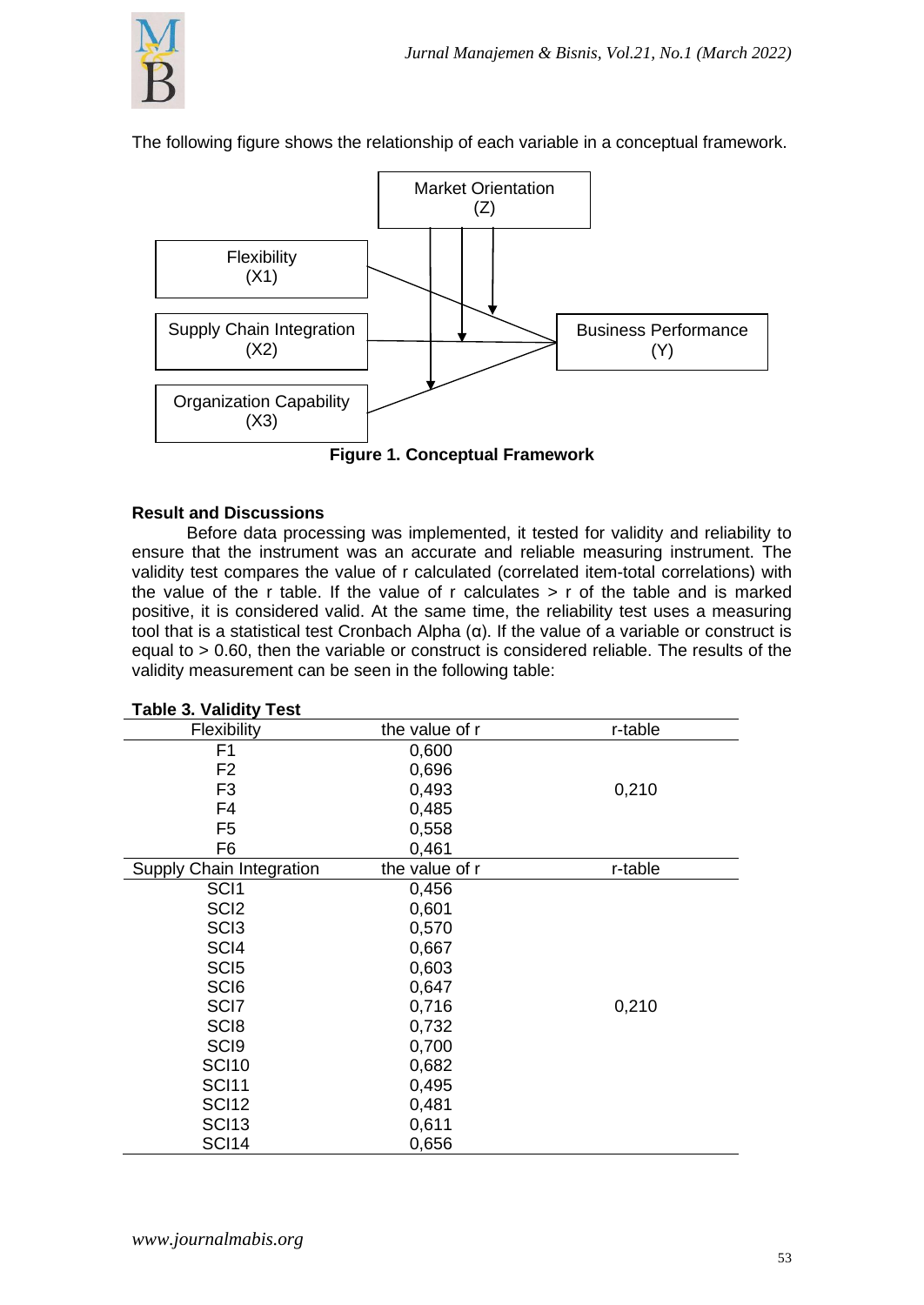The following figure shows the relationship of each variable in a conceptual framework.

**Figure 1. Conceptual Framework**

## Result and Discussions

Before data processing was implemented, it tested for validity and reliability to ensure that the instrument was an accurate and reliable measuring instrument. The validity test compares the value of r calculated (correlated item-total correlations) with the value of the r table. If the value of r calculates > r of the table and is marked positive, it is considered valid. At the same time, the reliability test uses a measuring tool that is a statistical test Cronbach Alpha (α). If the value of a variable or construct is equal to > 0.60, then the variable or construct is considered reliable. The results of the validity measurement can be seen in the following table:

**Table 3. Validity Test**

| Flexibility | the value of r | r-table |
|---|---|---|
| F1 | 0,600 | |
| F2 | 0,696 | |
| F3 | 0,493 | 0,210 |
| F4 | 0,485 | |
| F5 | 0,558 | |
| F6 | 0,461 | |
| **Supply Chain Integration** | **the value of r** | **r-table** |
| SCI1 | 0,456 | |
| SCI2 | 0,601 | |
| SCI3 | 0,570 | |
| SCI4 | 0,667 | |
| SCI5 | 0,603 | |
| SCI6 | 0,647 | |
| SCI7 | 0,716 | 0,210 |
| SCI8 | 0,732 | |
| SCI9 | 0,700 | |
| SCI10 | 0,682 | |
| SCI11 | 0,495 | |
| SCI12 | 0,481 | |
| SCI13 | 0,611 | |
| SCI14 | 0,656 | |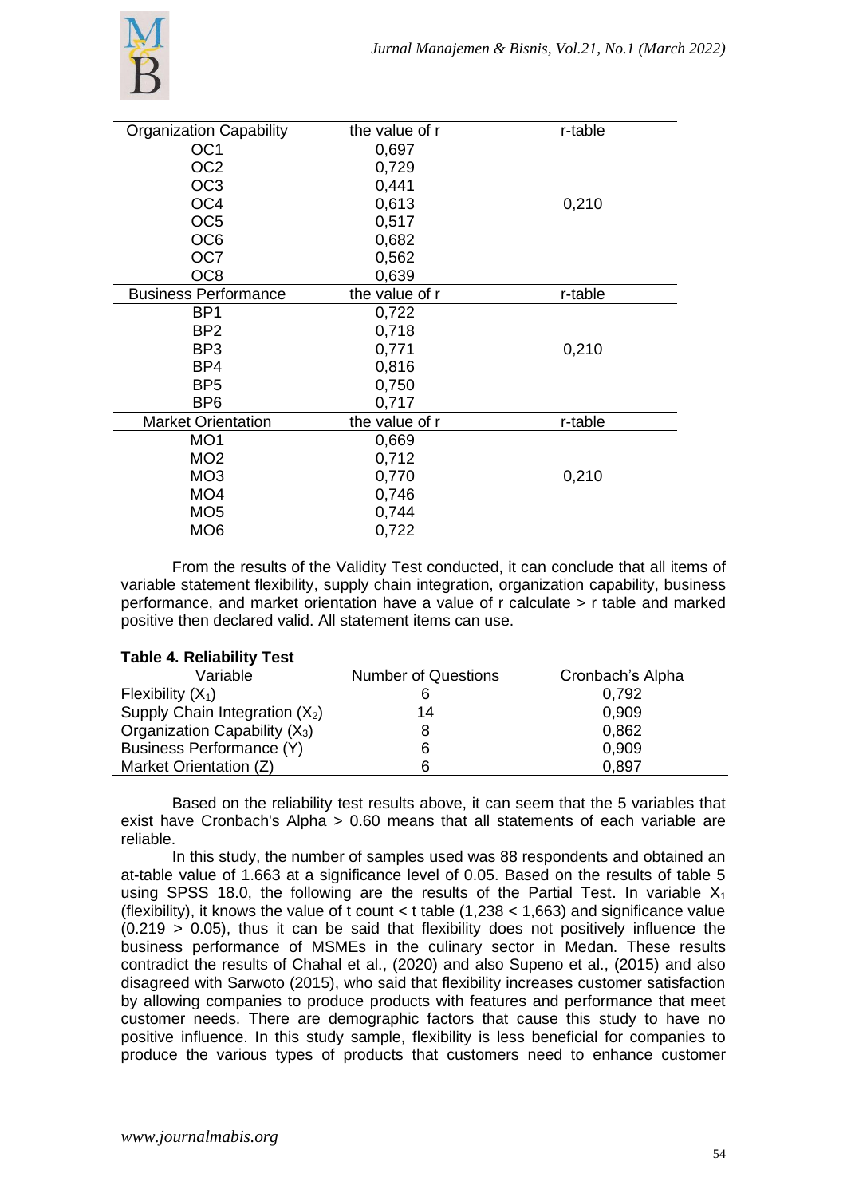| Organization Capability | the value of r | r-table |
|---|---|---|
| OC1 | 0,697 | 0,210 |
| OC2 | 0,729 | |
| OC3 | 0,441 | |
| OC4 | 0,613 | |
| OC5 | 0,517 | |
| OC6 | 0,682 | |
| OC7 | 0,562 | |
| OC8 | 0,639 | |
| **Business Performance** | **the value of r** | **r-table** |
| BP1 | 0,722 | 0,210 |
| BP2 | 0,718 | |
| BP3 | 0,771 | |
| BP4 | 0,816 | |
| BP5 | 0,750 | |
| BP6 | 0,717 | |
| **Market Orientation** | **the value of r** | **r-table** |
| MO1 | 0,669 | 0,210 |
| MO2 | 0,712 | |
| MO3 | 0,770 | |
| MO4 | 0,746 | |
| MO5 | 0,744 | |
| MO6 | 0,722 | |

From the results of the Validity Test conducted, it can conclude that all items of variable statement flexibility, supply chain integration, organization capability, business performance, and market orientation have a value of r calculate > r table and marked positive then declared valid. All statement items can use.

**Table 4. Reliability Test**

| Variable | Number of Questions | Cronbach's Alpha |
|---|---|---|
| Flexibility ($X_1$) | 6 | 0,792 |
| Supply Chain Integration ($X_2$) | 14 | 0,909 |
| Organization Capability ($X_3$) | 8 | 0,862 |
| Business Performance (Y) | 6 | 0,909 |
| Market Orientation (Z) | 6 | 0,897 |

Based on the reliability test results above, it can seem that the 5 variables that exist have Cronbach's Alpha > 0.60 means that all statements of each variable are reliable.

In this study, the number of samples used was 88 respondents and obtained an at-table value of 1.663 at a significance level of 0.05. Based on the results of table 5 using SPSS 18.0, the following are the results of the Partial Test. In variable $X_1$ (flexibility), it knows the value of t count < t table (1,238 < 1,663) and significance value (0.219 > 0.05), thus it can be said that flexibility does not positively influence the business performance of MSMEs in the culinary sector in Medan. These results contradict the results of Chahal et al., (2020) and also Supeno et al., (2015) and also disagreed with Sarwoto (2015), who said that flexibility increases customer satisfaction by allowing companies to produce products with features and performance that meet customer needs. There are demographic factors that cause this study to have no positive influence. In this study sample, flexibility is less beneficial for companies to produce the various types of products that customers need to enhance customer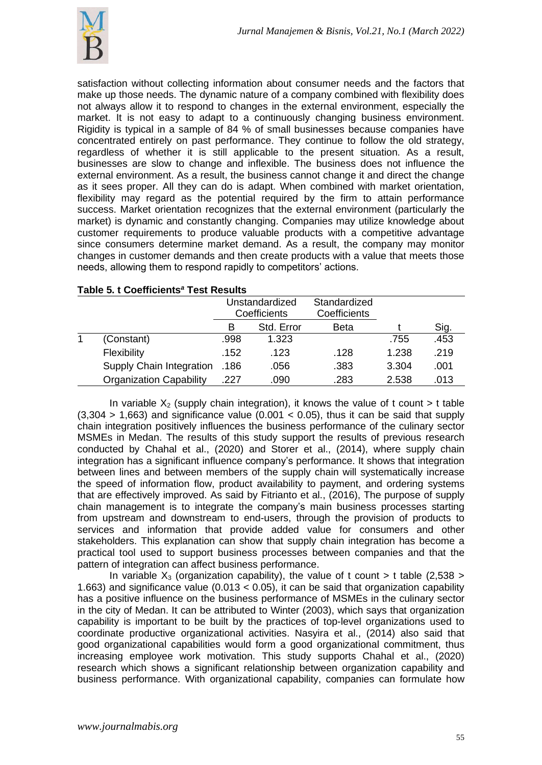satisfaction without collecting information about consumer needs and the factors that make up those needs. The dynamic nature of a company combined with flexibility does not always allow it to respond to changes in the external environment, especially the market. It is not easy to adapt to a continuously changing business environment. Rigidity is typical in a sample of 84 % of small businesses because companies have concentrated entirely on past performance. They continue to follow the old strategy, regardless of whether it is still applicable to the present situation. As a result, businesses are slow to change and inflexible. The business does not influence the external environment. As a result, the business cannot change it and direct the change as it sees proper. All they can do is adapt. When combined with market orientation, flexibility may regard as the potential required by the firm to attain performance success. Market orientation recognizes that the external environment (particularly the market) is dynamic and constantly changing. Companies may utilize knowledge about customer requirements to produce valuable products with a competitive advantage since consumers determine market demand. As a result, the company may monitor changes in customer demands and then create products with a value that meets those needs, allowing them to respond rapidly to competitors' actions.

**Table 5. t Coefficients[a] Test Results**

| | | Unstandardized Coefficients | | Standardized Coefficients | | |
|---|---|---|---|---|---|---|
| | | B | Std. Error | Beta | t | Sig. |
| 1 | (Constant) | .998 | 1.323 | | .755 | .453 |
| | Flexibility | .152 | .123 | .128 | 1.238 | .219 |
| | Supply Chain Integration | .186 | .056 | .383 | 3.304 | .001 |
| | Organization Capability | .227 | .090 | .283 | 2.538 | .013 |

In variable $X_2$ (supply chain integration), it knows the value of t count > t table (3,304 > 1,663) and significance value (0.001 < 0.05), thus it can be said that supply chain integration positively influences the business performance of the culinary sector MSMEs in Medan. The results of this study support the results of previous research conducted by Chahal et al., (2020) and Storer et al., (2014), where supply chain integration has a significant influence company's performance. It shows that integration between lines and between members of the supply chain will systematically increase the speed of information flow, product availability to payment, and ordering systems that are effectively improved. As said by Fitrianto et al., (2016), The purpose of supply chain management is to integrate the company's main business processes starting from upstream and downstream to end-users, through the provision of products to services and information that provide added value for consumers and other stakeholders. This explanation can show that supply chain integration has become a practical tool used to support business processes between companies and that the pattern of integration can affect business performance.

In variable $X_3$ (organization capability), the value of t count > t table (2,538 > 1.663) and significance value (0.013 < 0.05), it can be said that organization capability has a positive influence on the business performance of MSMEs in the culinary sector in the city of Medan. It can be attributed to Winter (2003), which says that organization capability is important to be built by the practices of top-level organizations used to coordinate productive organizational activities. Nasyira et al., (2014) also said that good organizational capabilities would form a good organizational commitment, thus increasing employee work motivation. This study supports Chahal et al., (2020) research which shows a significant relationship between organization capability and business performance. With organizational capability, companies can formulate how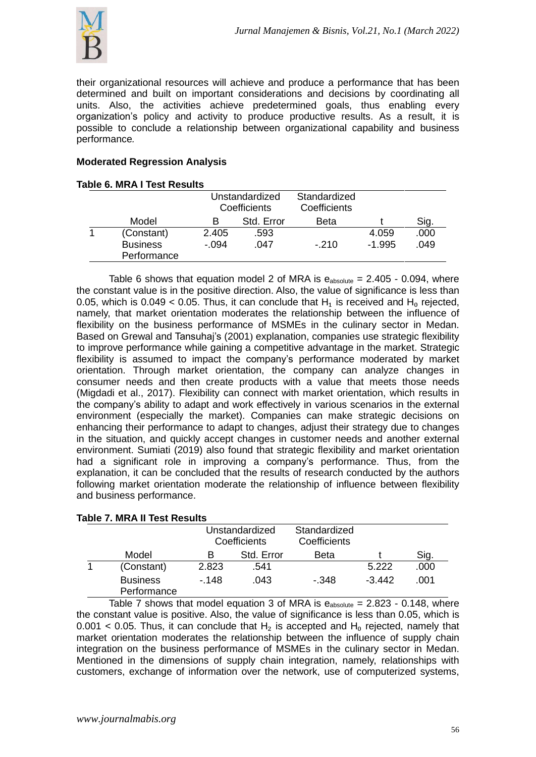their organizational resources will achieve and produce a performance that has been determined and built on important considerations and decisions by coordinating all units. Also, the activities achieve predetermined goals, thus enabling every organization's policy and activity to produce productive results. As a result, it is possible to conclude a relationship between organizational capability and business performance.

## Moderated Regression Analysis

**Table 6. MRA I Test Results**

| | Model | Unstandardized Coefficients | | Standardized Coefficients | t | Sig. |
|---|---|---|---|---|---|---|
| | | B | Std. Error | Beta | | |
| 1 | (Constant) | 2.405 | .593 | | 4.059 | .000 |
| | Business Performance | -.094 | .047 | -.210 | -1.995 | .049 |

Table 6 shows that equation model 2 of MRA is $e_{absolute} = 2.405 - 0.094$, where the constant value is in the positive direction. Also, the value of significance is less than 0.05, which is $0.049 < 0.05$. Thus, it can conclude that $H_1$ is received and $H_0$ rejected, namely, that market orientation moderates the relationship between the influence of flexibility on the business performance of MSMEs in the culinary sector in Medan. Based on Grewal and Tansuhaj's (2001) explanation, companies use strategic flexibility to improve performance while gaining a competitive advantage in the market. Strategic flexibility is assumed to impact the company's performance moderated by market orientation. Through market orientation, the company can analyze changes in consumer needs and then create products with a value that meets those needs (Migdadi et al., 2017). Flexibility can connect with market orientation, which results in the company's ability to adapt and work effectively in various scenarios in the external environment (especially the market). Companies can make strategic decisions on enhancing their performance to adapt to changes, adjust their strategy due to changes in the situation, and quickly accept changes in customer needs and another external environment. Sumiati (2019) also found that strategic flexibility and market orientation had a significant role in improving a company's performance. Thus, from the explanation, it can be concluded that the results of research conducted by the authors following market orientation moderate the relationship of influence between flexibility and business performance.

**Table 7. MRA II Test Results**

| | Model | Unstandardized Coefficients | | Standardized Coefficients | t | Sig. |
|---|---|---|---|---|---|---|
| | | B | Std. Error | Beta | | |
| 1 | (Constant) | 2.823 | .541 | | 5.222 | .000 |
| | Business Performance | -.148 | .043 | -.348 | -3.442 | .001 |

Table 7 shows that model equation 3 of MRA is $e_{absolute} = 2.823 - 0.148$, where the constant value is positive. Also, the value of significance is less than 0.05, which is $0.001 < 0.05$. Thus, it can conclude that $H_2$ is accepted and $H_0$ rejected, namely that market orientation moderates the relationship between the influence of supply chain integration on the business performance of MSMEs in the culinary sector in Medan. Mentioned in the dimensions of supply chain integration, namely, relationships with customers, exchange of information over the network, use of computerized systems,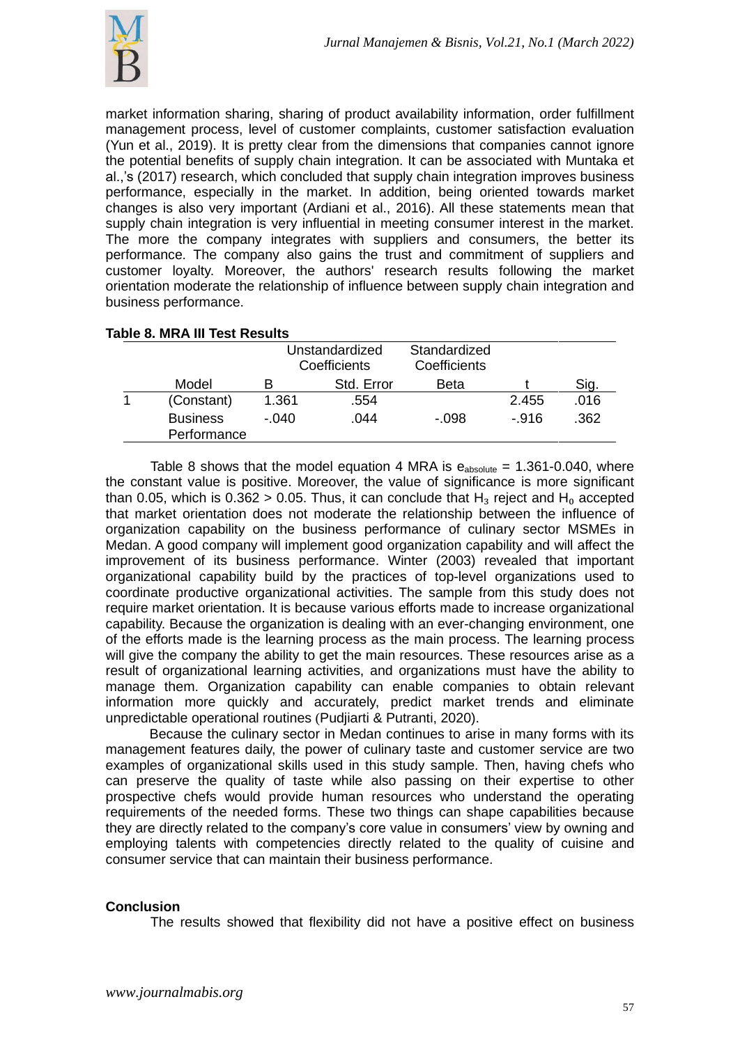market information sharing, sharing of product availability information, order fulfillment management process, level of customer complaints, customer satisfaction evaluation (Yun et al., 2019). It is pretty clear from the dimensions that companies cannot ignore the potential benefits of supply chain integration. It can be associated with Muntaka et al.,'s (2017) research, which concluded that supply chain integration improves business performance, especially in the market. In addition, being oriented towards market changes is also very important (Ardiani et al., 2016). All these statements mean that supply chain integration is very influential in meeting consumer interest in the market. The more the company integrates with suppliers and consumers, the better its performance. The company also gains the trust and commitment of suppliers and customer loyalty. Moreover, the authors' research results following the market orientation moderate the relationship of influence between supply chain integration and business performance.

**Table 8. MRA III Test Results**

| | | Unstandardized Coefficients | | Standardized Coefficients | | |
|---|---|---|---|---|---|---|
| | Model | B | Std. Error | Beta | t | Sig. |
| 1 | (Constant) | 1.361 | .554 | | 2.455 | .016 |
| | Business Performance | -.040 | .044 | -.098 | -.916 | .362 |

Table 8 shows that the model equation 4 MRA is $e_{absolute}$ = 1.361-0.040, where the constant value is positive. Moreover, the value of significance is more significant than 0.05, which is 0.362 > 0.05. Thus, it can conclude that $H_3$ reject and $H_0$ accepted that market orientation does not moderate the relationship between the influence of organization capability on the business performance of culinary sector MSMEs in Medan. A good company will implement good organization capability and will affect the improvement of its business performance. Winter (2003) revealed that important organizational capability build by the practices of top-level organizations used to coordinate productive organizational activities. The sample from this study does not require market orientation. It is because various efforts made to increase organizational capability. Because the organization is dealing with an ever-changing environment, one of the efforts made is the learning process as the main process. The learning process will give the company the ability to get the main resources. These resources arise as a result of organizational learning activities, and organizations must have the ability to manage them. Organization capability can enable companies to obtain relevant information more quickly and accurately, predict market trends and eliminate unpredictable operational routines (Pudjiarti & Putranti, 2020).

Because the culinary sector in Medan continues to arise in many forms with its management features daily, the power of culinary taste and customer service are two examples of organizational skills used in this study sample. Then, having chefs who can preserve the quality of taste while also passing on their expertise to other prospective chefs would provide human resources who understand the operating requirements of the needed forms. These two things can shape capabilities because they are directly related to the company's core value in consumers' view by owning and employing talents with competencies directly related to the quality of cuisine and consumer service that can maintain their business performance.

**Conclusion**

The results showed that flexibility did not have a positive effect on business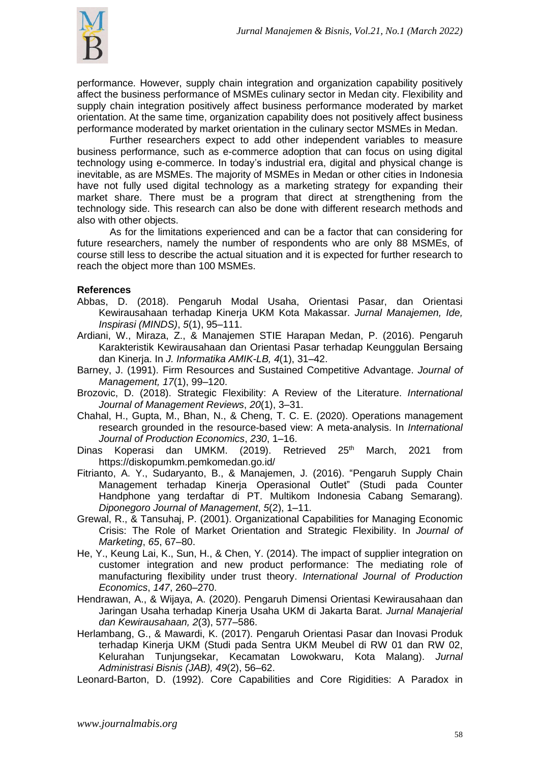performance. However, supply chain integration and organization capability positively affect the business performance of MSMEs culinary sector in Medan city. Flexibility and supply chain integration positively affect business performance moderated by market orientation. At the same time, organization capability does not positively affect business performance moderated by market orientation in the culinary sector MSMEs in Medan.

Further researchers expect to add other independent variables to measure business performance, such as e-commerce adoption that can focus on using digital technology using e-commerce. In today's industrial era, digital and physical change is inevitable, as are MSMEs. The majority of MSMEs in Medan or other cities in Indonesia have not fully used digital technology as a marketing strategy for expanding their market share. There must be a program that direct at strengthening from the technology side. This research can also be done with different research methods and also with other objects.

As for the limitations experienced and can be a factor that can considering for future researchers, namely the number of respondents who are only 88 MSMEs, of course still less to describe the actual situation and it is expected for further research to reach the object more than 100 MSMEs.

**References**

Abbas, D. (2018). Pengaruh Modal Usaha, Orientasi Pasar, dan Orientasi Kewirausahaan terhadap Kinerja UKM Kota Makassar. *Jurnal Manajemen, Ide, Inspirasi (MINDS)*, *5*(1), 95–111.

Ardiani, W., Miraza, Z., & Manajemen STIE Harapan Medan, P. (2016). Pengaruh Karakteristik Kewirausahaan dan Orientasi Pasar terhadap Keunggulan Bersaing dan Kinerja. In *J. Informatika AMIK-LB, 4*(1), 31–42.

Barney, J. (1991). Firm Resources and Sustained Competitive Advantage. *Journal of Management, 17*(1), 99–120.

Brozovic, D. (2018). Strategic Flexibility: A Review of the Literature. *International Journal of Management Reviews*, *20*(1), 3–31.

Chahal, H., Gupta, M., Bhan, N., & Cheng, T. C. E. (2020). Operations management research grounded in the resource-based view: A meta-analysis. In *International Journal of Production Economics*, *230*, 1–16.

Dinas Koperasi dan UMKM. (2019). Retrieved 25th March, 2021 from https://diskopumkm.pemkomedan.go.id/

Fitrianto, A. Y., Sudaryanto, B., & Manajemen, J. (2016). "Pengaruh Supply Chain Management terhadap Kinerja Operasional Outlet" (Studi pada Counter Handphone yang terdaftar di PT. Multikom Indonesia Cabang Semarang). *Diponegoro Journal of Management*, *5*(2), 1–11.

Grewal, R., & Tansuhaj, P. (2001). Organizational Capabilities for Managing Economic Crisis: The Role of Market Orientation and Strategic Flexibility. In *Journal of Marketing*, *65*, 67–80.

He, Y., Keung Lai, K., Sun, H., & Chen, Y. (2014). The impact of supplier integration on customer integration and new product performance: The mediating role of manufacturing flexibility under trust theory. *International Journal of Production Economics*, *147*, 260–270.

Hendrawan, A., & Wijaya, A. (2020). Pengaruh Dimensi Orientasi Kewirausahaan dan Jaringan Usaha terhadap Kinerja Usaha UKM di Jakarta Barat. *Jurnal Manajerial dan Kewirausahaan, 2*(3), 577–586.

Herlambang, G., & Mawardi, K. (2017). Pengaruh Orientasi Pasar dan Inovasi Produk terhadap Kinerja UKM (Studi pada Sentra UKM Meubel di RW 01 dan RW 02, Kelurahan Tunjungsekar, Kecamatan Lowokwaru, Kota Malang). *Jurnal Administrasi Bisnis (JAB), 49*(2), 56–62.

Leonard-Barton, D. (1992). Core Capabilities and Core Rigidities: A Paradox in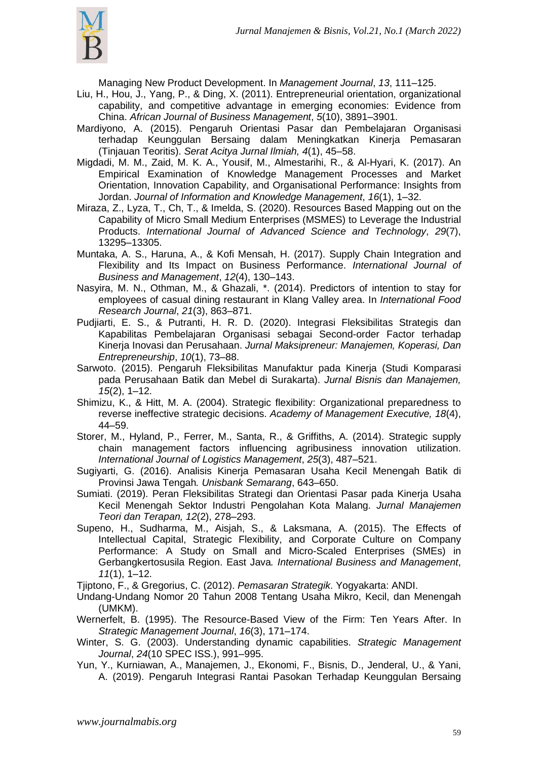Managing New Product Development. In *Management Journal*, *13*, 111–125.

Liu, H., Hou, J., Yang, P., & Ding, X. (2011). Entrepreneurial orientation, organizational capability, and competitive advantage in emerging economies: Evidence from China. *African Journal of Business Management*, *5*(10), 3891–3901.

Mardiyono, A. (2015). Pengaruh Orientasi Pasar dan Pembelajaran Organisasi terhadap Keunggulan Bersaing dalam Meningkatkan Kinerja Pemasaran (Tinjauan Teoritis). *Serat Acitya Jurnal Ilmiah, 4*(1), 45–58.

Migdadi, M. M., Zaid, M. K. A., Yousif, M., Almestarihi, R., & Al-Hyari, K. (2017). An Empirical Examination of Knowledge Management Processes and Market Orientation, Innovation Capability, and Organisational Performance: Insights from Jordan. *Journal of Information and Knowledge Management*, *16*(1), 1–32.

Miraza, Z., Lyza, T., Ch, T., & Imelda, S. (2020). Resources Based Mapping out on the Capability of Micro Small Medium Enterprises (MSMES) to Leverage the Industrial Products. *International Journal of Advanced Science and Technology*, *29*(7), 13295–13305.

Muntaka, A. S., Haruna, A., & Kofi Mensah, H. (2017). Supply Chain Integration and Flexibility and Its Impact on Business Performance. *International Journal of Business and Management*, *12*(4), 130–143.

Nasyira, M. N., Othman, M., & Ghazali, *. (2014). Predictors of intention to stay for employees of casual dining restaurant in Klang Valley area. In *International Food Research Journal*, *21*(3), 863–871.

Pudjiarti, E. S., & Putranti, H. R. D. (2020). Integrasi Fleksibilitas Strategis dan Kapabilitas Pembelajaran Organisasi sebagai Second-order Factor terhadap Kinerja Inovasi dan Perusahaan. *Jurnal Maksipreneur: Manajemen, Koperasi, Dan Entrepreneurship*, *10*(1), 73–88.

Sarwoto. (2015). Pengaruh Fleksibilitas Manufaktur pada Kinerja (Studi Komparasi pada Perusahaan Batik dan Mebel di Surakarta). *Jurnal Bisnis dan Manajemen, 15*(2), 1–12.

Shimizu, K., & Hitt, M. A. (2004). Strategic flexibility: Organizational preparedness to reverse ineffective strategic decisions. *Academy of Management Executive, 18*(4), 44–59.

Storer, M., Hyland, P., Ferrer, M., Santa, R., & Griffiths, A. (2014). Strategic supply chain management factors influencing agribusiness innovation utilization. *International Journal of Logistics Management*, *25*(3), 487–521.

Sugiyarti, G. (2016). Analisis Kinerja Pemasaran Usaha Kecil Menengah Batik di Provinsi Jawa Tengah*. Unisbank Semarang*, 643–650.

Sumiati. (2019). Peran Fleksibilitas Strategi dan Orientasi Pasar pada Kinerja Usaha Kecil Menengah Sektor Industri Pengolahan Kota Malang. *Jurnal Manajemen Teori dan Terapan, 12*(2), 278–293.

Supeno, H., Sudharma, M., Aisjah, S., & Laksmana, A. (2015). The Effects of Intellectual Capital, Strategic Flexibility, and Corporate Culture on Company Performance: A Study on Small and Micro-Scaled Enterprises (SMEs) in Gerbangkertosusila Region. East Java*. International Business and Management*, *11*(1), 1–12.

Tjiptono, F., & Gregorius, C. (2012). *Pemasaran Strategik*. Yogyakarta: ANDI.

Undang-Undang Nomor 20 Tahun 2008 Tentang Usaha Mikro, Kecil, dan Menengah (UMKM).

Wernerfelt, B. (1995). The Resource-Based View of the Firm: Ten Years After. In *Strategic Management Journal*, *16*(3), 171–174.

Winter, S. G. (2003). Understanding dynamic capabilities. *Strategic Management Journal*, *24*(10 SPEC ISS.), 991–995.

Yun, Y., Kurniawan, A., Manajemen, J., Ekonomi, F., Bisnis, D., Jenderal, U., & Yani, A. (2019). Pengaruh Integrasi Rantai Pasokan Terhadap Keunggulan Bersaing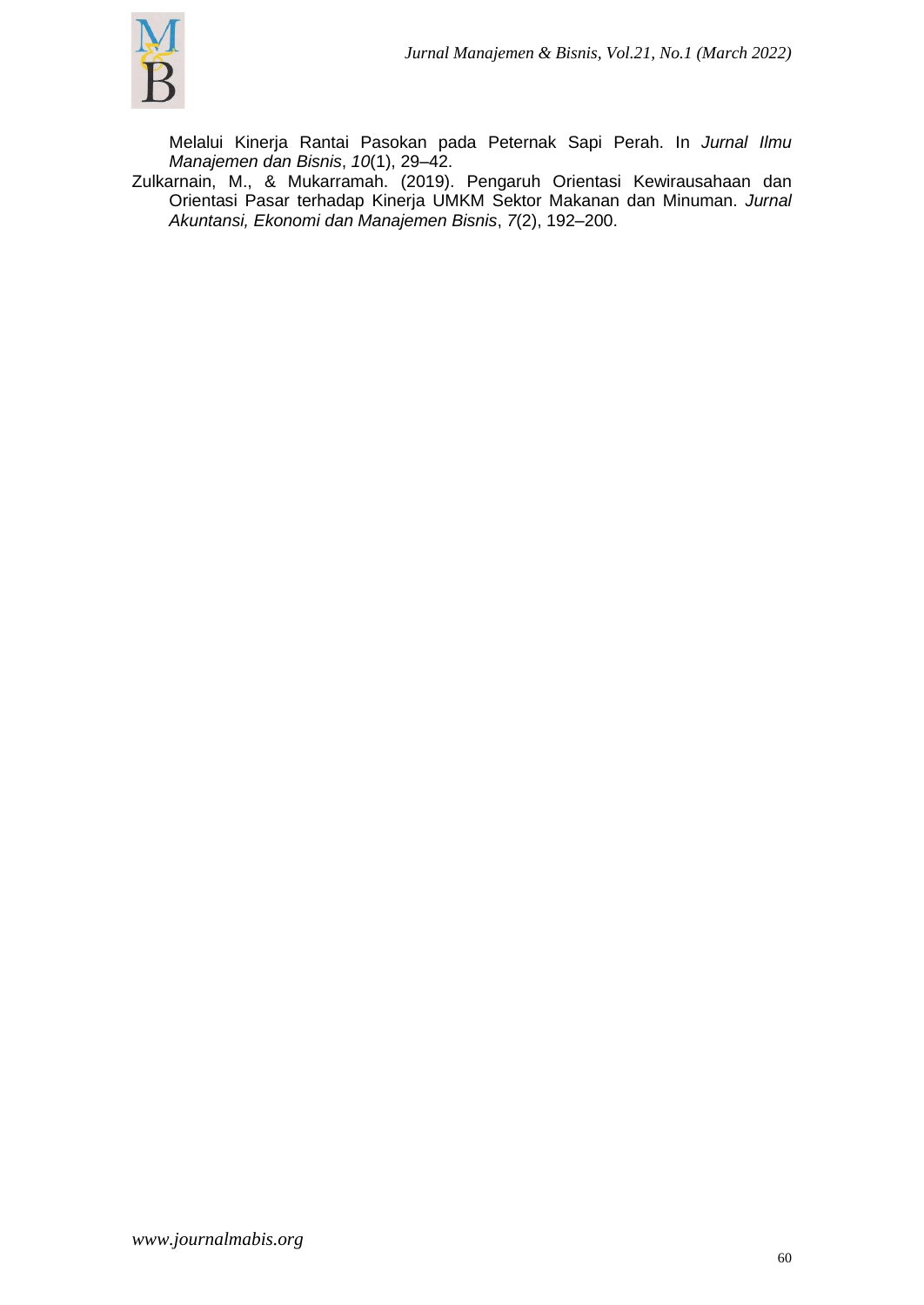Melalui Kinerja Rantai Pasokan pada Peternak Sapi Perah. In *Jurnal Ilmu Manajemen dan Bisnis*, *10*(1), 29–42.

Zulkarnain, M., & Mukarramah. (2019). Pengaruh Orientasi Kewirausahaan dan Orientasi Pasar terhadap Kinerja UMKM Sektor Makanan dan Minuman. *Jurnal Akuntansi, Ekonomi dan Manajemen Bisnis*, *7*(2), 192–200.